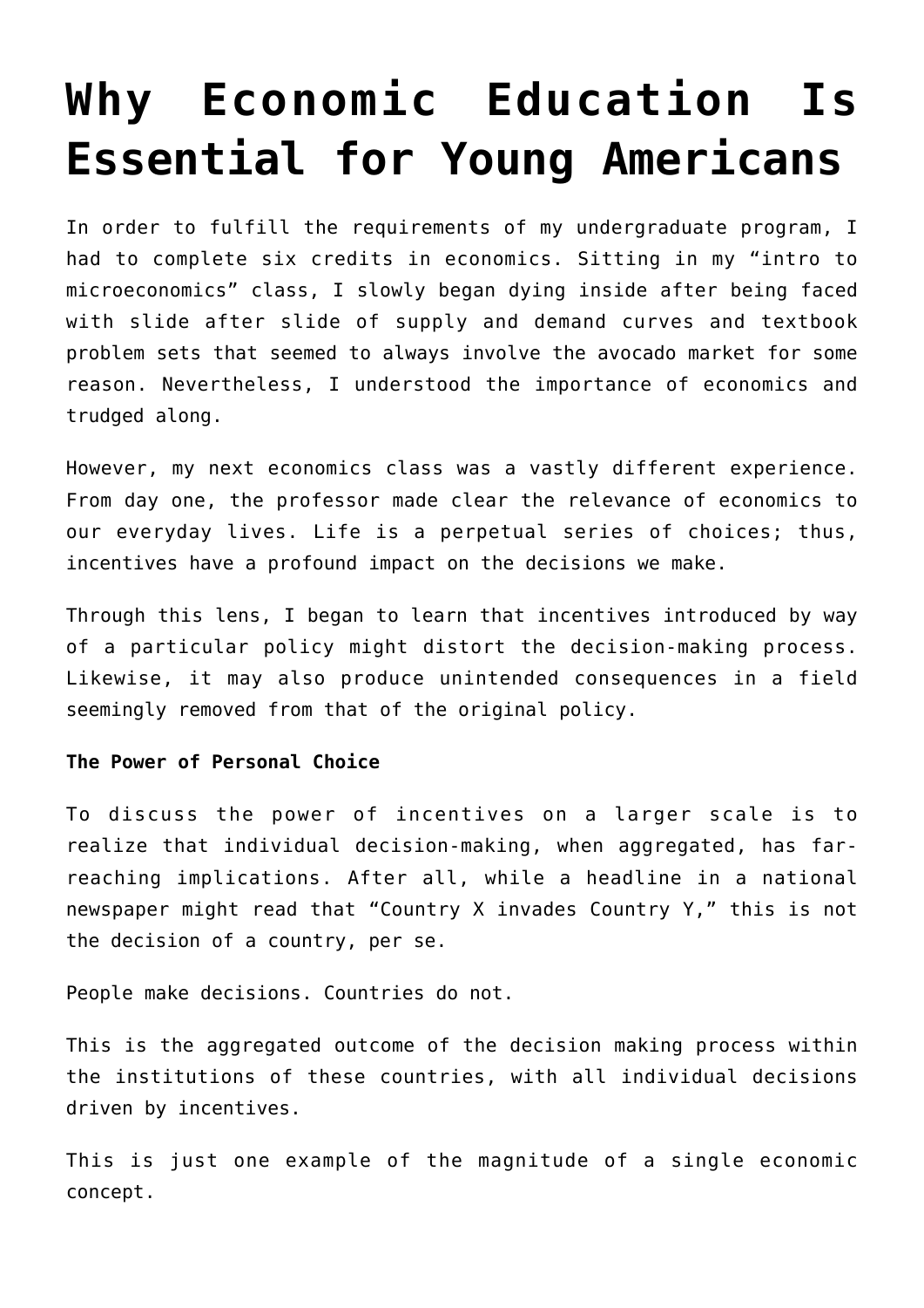# Why Economic Education Is Essential for Young Americans

In order to fulfill the requirements of my undergraduate program, I had to complete six credits in economics. Sitting in my "intro to microeconomics" class, I slowly began dying inside after being faced with slide after slide of supply and demand curves and textbook problem sets that seemed to always involve the avocado market for some reason. Nevertheless, I understood the importance of economics and trudged along.

However, my next economics class was a vastly different experience. From day one, the professor made clear the relevance of economics to our everyday lives. Life is a perpetual series of choices; thus, incentives have a profound impact on the decisions we make.

Through this lens, I began to learn that incentives introduced by way of a particular policy might distort the decision-making process. Likewise, it may also produce unintended consequences in a field seemingly removed from that of the original policy.

**The Power of Personal Choice**

To discuss the power of incentives on a larger scale is to realize that individual decision-making, when aggregated, has far-reaching implications. After all, while a headline in a national newspaper might read that "Country X invades Country Y," this is not the decision of a country, per se.

People make decisions. Countries do not.

This is the aggregated outcome of the decision making process within the institutions of these countries, with all individual decisions driven by incentives.

This is just one example of the magnitude of a single economic concept.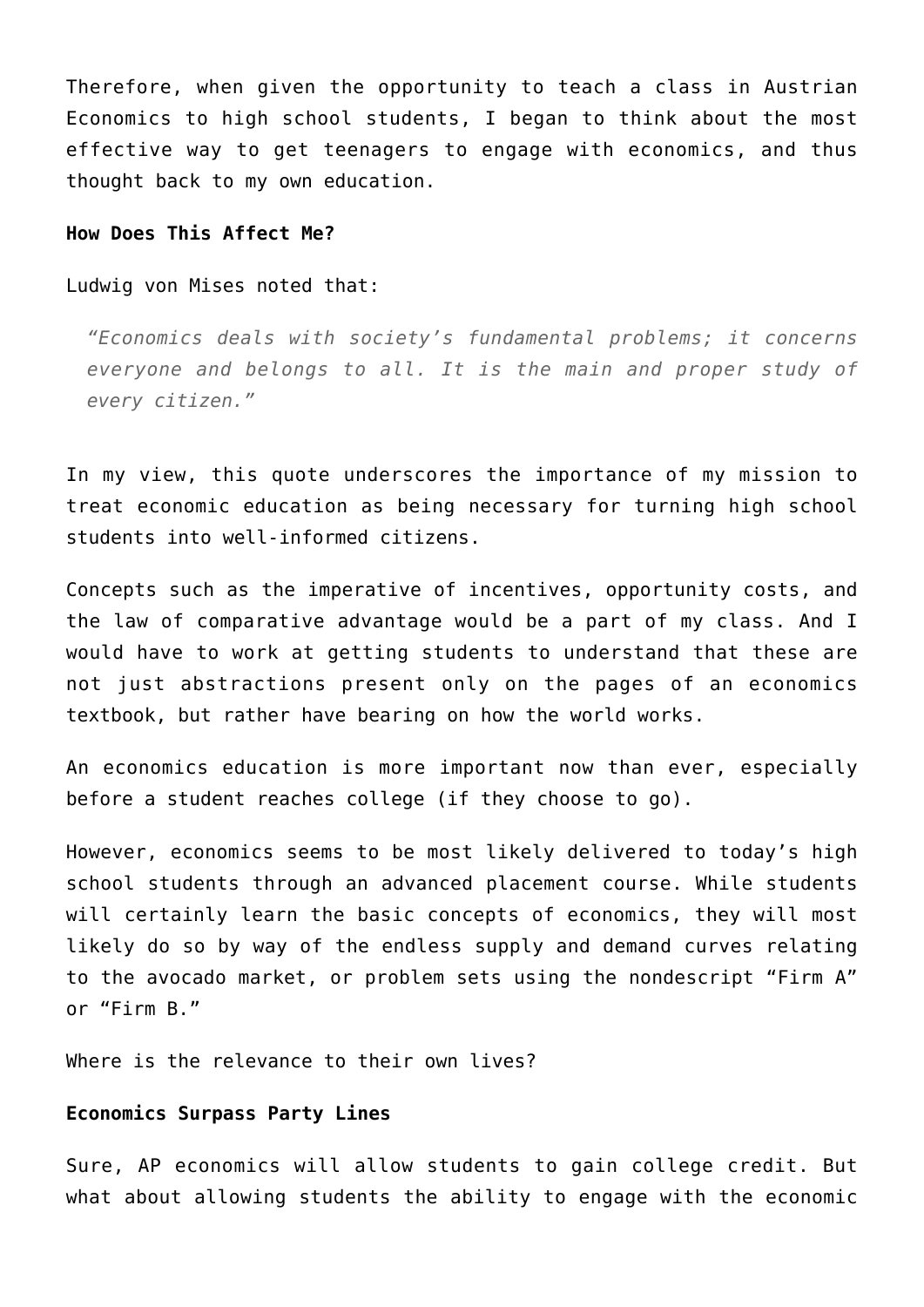Therefore, when given the opportunity to teach a class in Austrian Economics to high school students, I began to think about the most effective way to get teenagers to engage with economics, and thus thought back to my own education.

**How Does This Affect Me?**

Ludwig von Mises noted that:

> *"Economics deals with society's fundamental problems; it concerns everyone and belongs to all. It is the main and proper study of every citizen."*

In my view, this quote underscores the importance of my mission to treat economic education as being necessary for turning high school students into well-informed citizens.

Concepts such as the imperative of incentives, opportunity costs, and the law of comparative advantage would be a part of my class. And I would have to work at getting students to understand that these are not just abstractions present only on the pages of an economics textbook, but rather have bearing on how the world works.

An economics education is more important now than ever, especially before a student reaches college (if they choose to go).

However, economics seems to be most likely delivered to today's high school students through an advanced placement course. While students will certainly learn the basic concepts of economics, they will most likely do so by way of the endless supply and demand curves relating to the avocado market, or problem sets using the nondescript "Firm A" or "Firm B."

Where is the relevance to their own lives?

**Economics Surpass Party Lines**

Sure, AP economics will allow students to gain college credit. But what about allowing students the ability to engage with the economic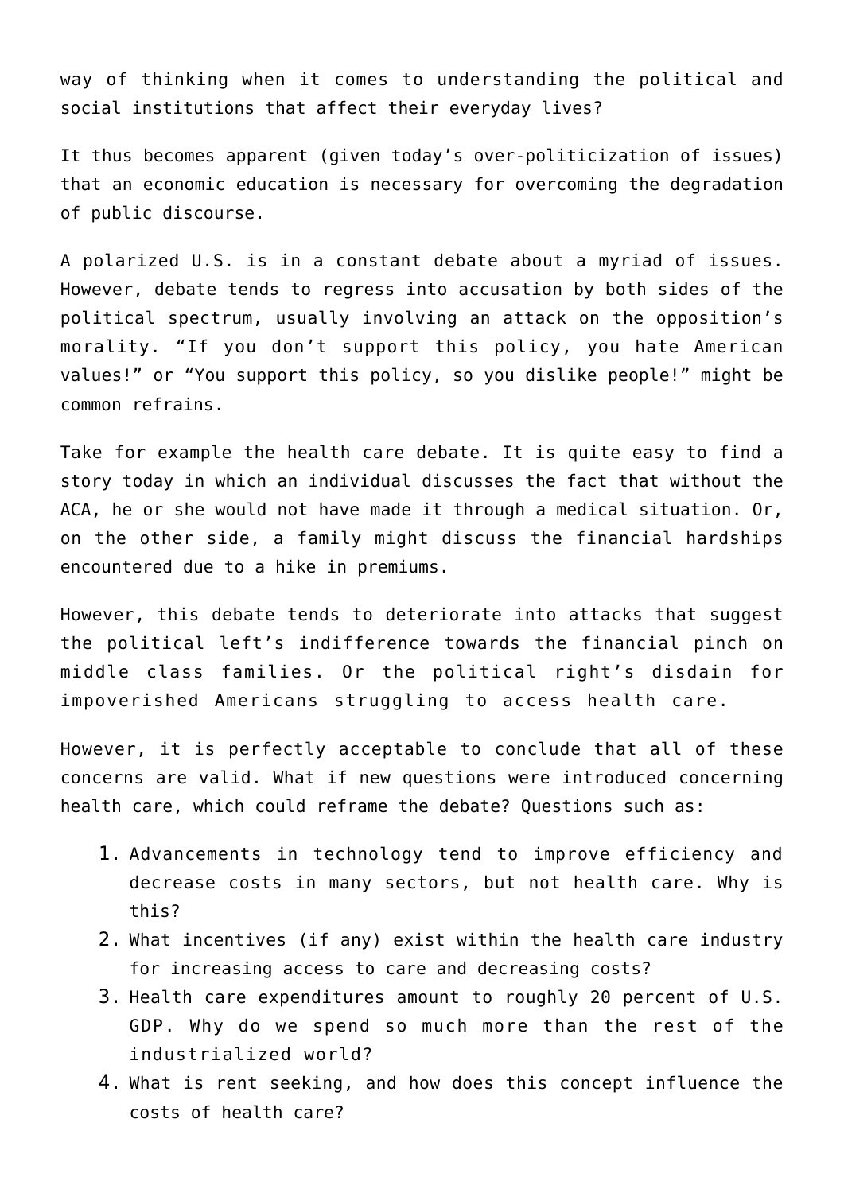way of thinking when it comes to understanding the political and social institutions that affect their everyday lives?

It thus becomes apparent (given today's over-politicization of issues) that an economic education is necessary for overcoming the degradation of public discourse.

A polarized U.S. is in a constant debate about a myriad of issues. However, debate tends to regress into accusation by both sides of the political spectrum, usually involving an attack on the opposition's morality. "If you don't support this policy, you hate American values!" or "You support this policy, so you dislike people!" might be common refrains.

Take for example the health care debate. It is quite easy to find a story today in which an individual discusses the fact that without the ACA, he or she would not have made it through a medical situation. Or, on the other side, a family might discuss the financial hardships encountered due to a hike in premiums.

However, this debate tends to deteriorate into attacks that suggest the political left's indifference towards the financial pinch on middle class families. Or the political right's disdain for impoverished Americans struggling to access health care.

However, it is perfectly acceptable to conclude that all of these concerns are valid. What if new questions were introduced concerning health care, which could reframe the debate? Questions such as:

1. Advancements in technology tend to improve efficiency and decrease costs in many sectors, but not health care. Why is this?
2. What incentives (if any) exist within the health care industry for increasing access to care and decreasing costs?
3. Health care expenditures amount to roughly 20 percent of U.S. GDP. Why do we spend so much more than the rest of the industrialized world?
4. What is rent seeking, and how does this concept influence the costs of health care?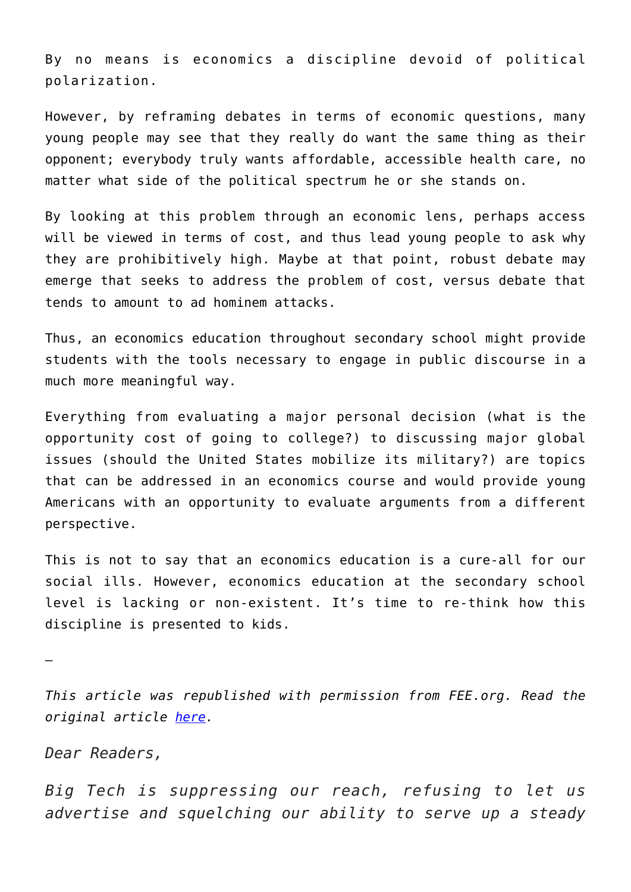By no means is economics a discipline devoid of political polarization.

However, by reframing debates in terms of economic questions, many young people may see that they really do want the same thing as their opponent; everybody truly wants affordable, accessible health care, no matter what side of the political spectrum he or she stands on.

By looking at this problem through an economic lens, perhaps access will be viewed in terms of cost, and thus lead young people to ask why they are prohibitively high. Maybe at that point, robust debate may emerge that seeks to address the problem of cost, versus debate that tends to amount to ad hominem attacks.

Thus, an economics education throughout secondary school might provide students with the tools necessary to engage in public discourse in a much more meaningful way.

Everything from evaluating a major personal decision (what is the opportunity cost of going to college?) to discussing major global issues (should the United States mobilize its military?) are topics that can be addressed in an economics course and would provide young Americans with an opportunity to evaluate arguments from a different perspective.

This is not to say that an economics education is a cure-all for our social ills. However, economics education at the secondary school level is lacking or non-existent. It's time to re-think how this discipline is presented to kids.

—

*This article was republished with permission from FEE.org. Read the original article [here](#).*

*Dear Readers,*

*Big Tech is suppressing our reach, refusing to let us advertise and squelching our ability to serve up a steady*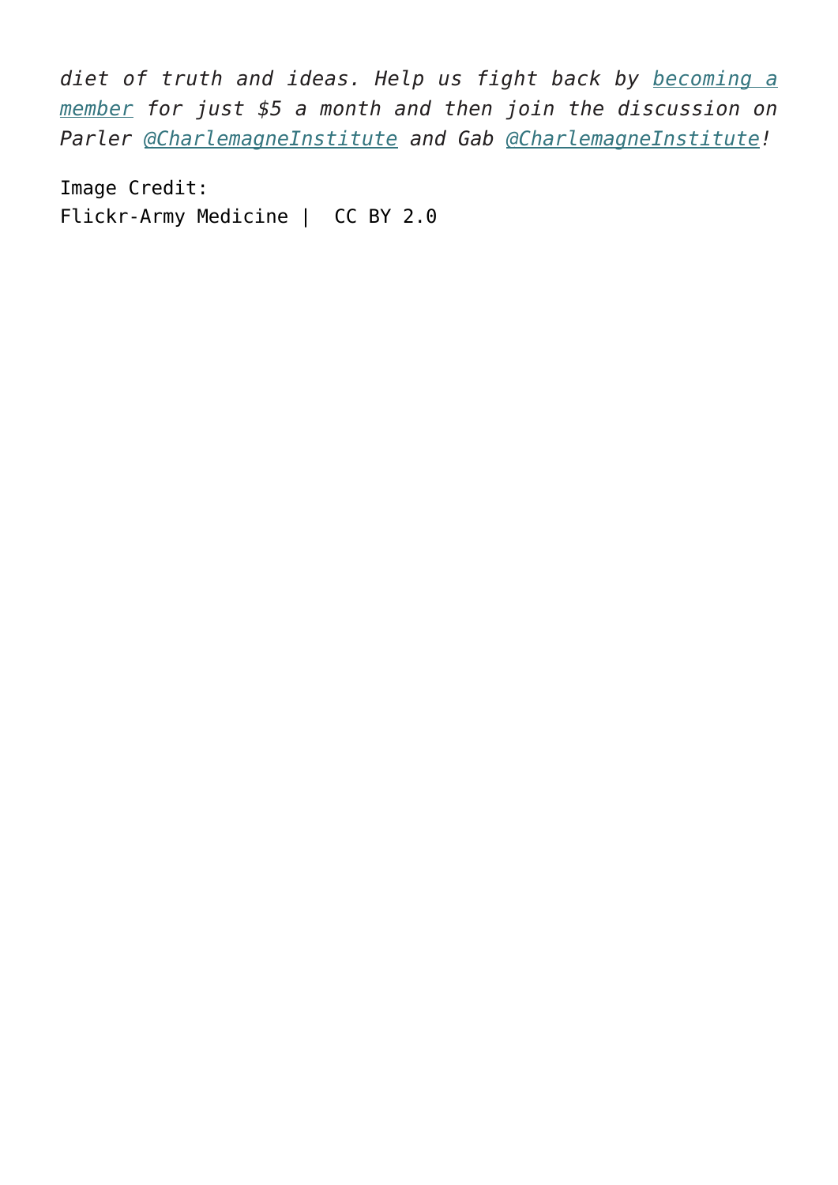*diet of truth and ideas. Help us fight back by becoming a member for just $5 a month and then join the discussion on Parler @CharlemagneInstitute and Gab @CharlemagneInstitute!*

Image Credit:
Flickr-Army Medicine | CC BY 2.0